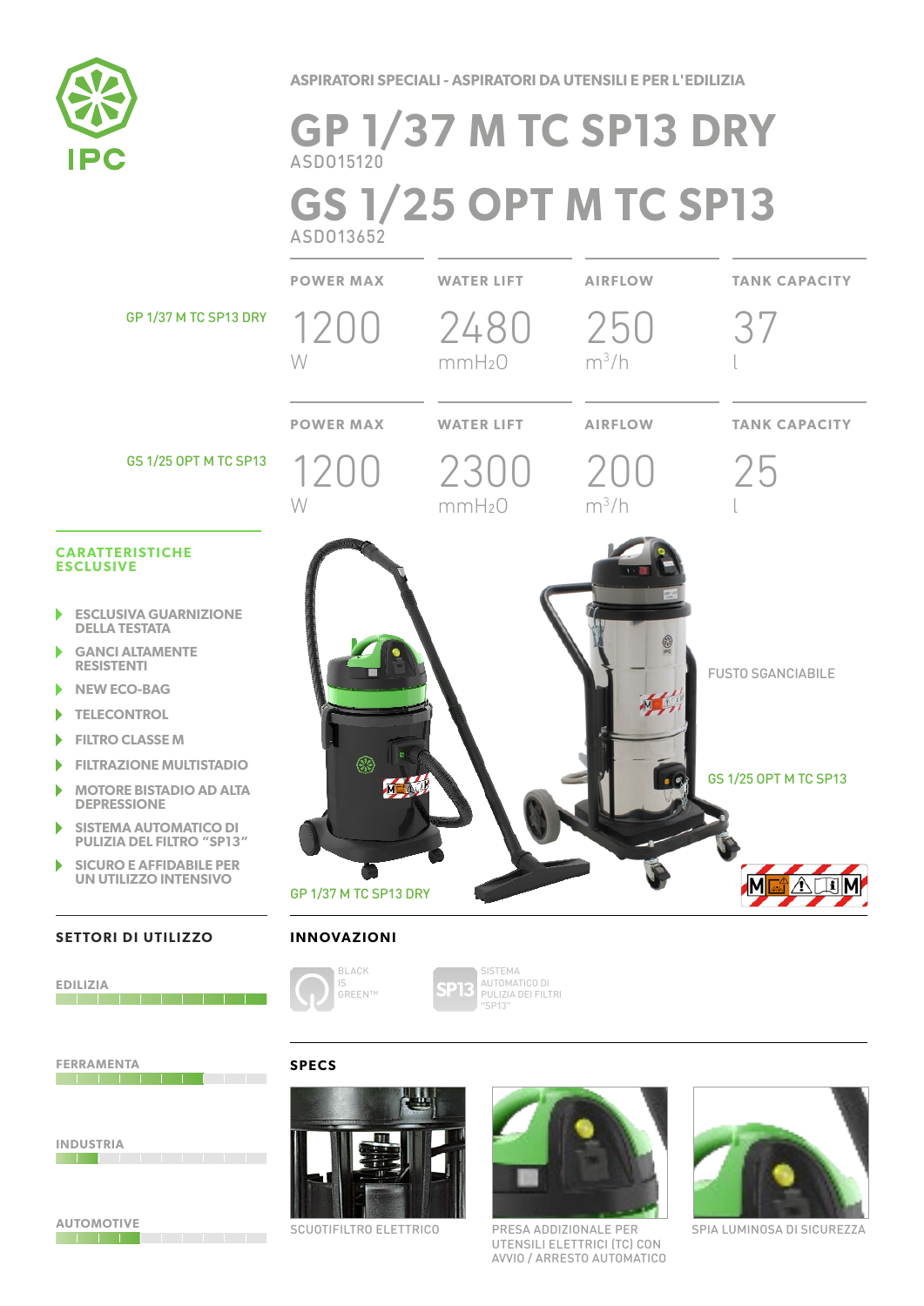ASPIRATORI SPECIALI - ASPIRATORI DA UTENSILI E PER L'EDILIZIA

# GP 1/37 M TC SP13 DRY

ASD015120

# GS 1/25 OPT M TC SP13

ASD013652

| | POWER MAX | WATER LIFT | AIRFLOW | TANK CAPACITY |
|---|---|---|---|---|
| GP 1/37 M TC SP13 DRY | 1200 W | 2480 mmH2O | 250 $m^3/h$ | 37 l |
| GS 1/25 OPT M TC SP13 | 1200 W | 2300 mmH2O | 200 $m^3/h$ | 25 l |

FUSTO SGANCIABILE

GS 1/25 OPT M TC SP13

GP 1/37 M TC SP13 DRY

## CARATTERISTICHE ESCLUSIVE

- ESCLUSIVA GUARNIZIONE DELLA TESTATA
- GANCI ALTAMENTE RESISTENTI
- NEW ECO-BAG
- TELECONTROL
- FILTRO CLASSE M
- FILTRAZIONE MULTISTADIO
- MOTORE BISTADIO AD ALTA DEPRESSIONE
- SISTEMA AUTOMATICO DI PULIZIA DEL FILTRO "SP13"
- SICURO E AFFIDABILE PER UN UTILIZZO INTENSIVO

## SETTORI DI UTILIZZO

- EDILIZIA
- FERRAMENTA
- INDUSTRIA
- AUTOMOTIVE

## INNOVAZIONI

- BLACK IS GREEN™
- SISTEMA AUTOMATICO DI PULIZIA DEI FILTRI "SP13"

## SPECS

- SCUOTIFILTRO ELETTRICO
- PRESA ADDIZIONALE PER UTENSILI ELETTRICI (TC) CON AVVIO / ARRESTO AUTOMATICO
- SPIA LUMINOSA DI SICUREZZA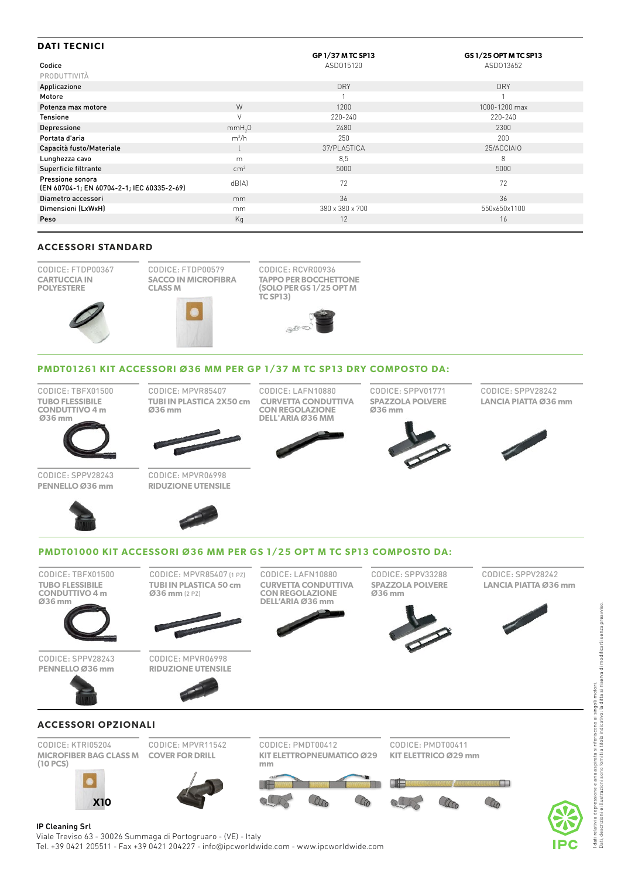## DATI TECNICI

| | | GP 1/37 M TC SP13 | GS 1/25 OPT M TC SP13 |
|---|---|---|---|
| Codice | | ASDO15120 | ASDO13652 |
| PRODUTTIVITÀ | | | |
| Applicazione | | DRY | DRY |
| Motore | | 1 | 1 |
| Potenza max motore | W | 1200 | 1000-1200 max |
| Tensione | V | 220-240 | 220-240 |
| Depressione | $mmH_2O$ | 2480 | 2300 |
| Portata d'aria | $m^3/h$ | 250 | 200 |
| Capacità fusto/Materiale | l | 37/PLASTICA | 25/ACCIAIO |
| Lunghezza cavo | m | 8,5 | 8 |
| Superficie filtrante | $cm^2$ | 5000 | 5000 |
| Pressione sonora (EN 60704-1; EN 60704-2-1; IEC 60335-2-69) | dB(A) | 72 | 72 |
| Diametro accessori | mm | 36 | 36 |
| Dimensioni (LxWxH) | mm | 380 x 380 x 700 | 550x650x1100 |
| Peso | Kg | 12 | 16 |

## ACCESSORI STANDARD

- CODICE: FTDP00367 — **CARTUCCIA IN POLYESTERE**
- CODICE: FTDP00579 — **SACCO IN MICROFIBRA CLASS M**
- CODICE: RCVR00936 — **TAPPO PER BOCCHETTONE (SOLO PER GS 1/25 OPT M TC SP13)**

## PMDT01261 KIT ACCESSORI Ø36 MM PER GP 1/37 M TC SP13 DRY COMPOSTO DA:

- CODICE: TBFX01500 — **TUBO FLESSIBILE CONDUTTIVO 4 m Ø36 mm**
- CODICE: MPVR85407 — **TUBI IN PLASTICA 2X50 cm Ø36 mm**
- CODICE: LAFN10880 — **CURVETTA CONDUTTIVA CON REGOLAZIONE DELL'ARIA Ø36 MM**
- CODICE: SPPV01771 — **SPAZZOLA POLVERE Ø36 mm**
- CODICE: SPPV28242 — **LANCIA PIATTA Ø36 mm**
- CODICE: SPPV28243 — **PENNELLO Ø36 mm**
- CODICE: MPVR06998 — **RIDUZIONE UTENSILE**

## PMDT01000 KIT ACCESSORI Ø36 MM PER GS 1/25 OPT M TC SP13 COMPOSTO DA:

- CODICE: TBFX01500 — **TUBO FLESSIBILE CONDUTTIVO 4 m Ø36 mm**
- CODICE: MPVR85407 (1 PZ) — **TUBI IN PLASTICA 50 cm Ø36 mm** (2 PZ)
- CODICE: LAFN10880 — **CURVETTA CONDUTTIVA CON REGOLAZIONE DELL'ARIA Ø36 mm**
- CODICE: SPPV33288 — **SPAZZOLA POLVERE Ø36 mm**
- CODICE: SPPV28242 — **LANCIA PIATTA Ø36 mm**
- CODICE: SPPV28243 — **PENNELLO Ø36 mm**
- CODICE: MPVR06998 — **RIDUZIONE UTENSILE**

## ACCESSORI OPZIONALI

- CODICE: KTRI05204 — **MICROFIBER BAG CLASS M (10 PCS)** — X10
- CODICE: MPVR11542 — **COVER FOR DRILL**
- CODICE: PMDT00412 — **KIT ELETTROPNEUMATICO Ø29 mm**
- CODICE: PMDT00411 — **KIT ELETTRICO Ø29 mm**

**IP Cleaning Srl**
Viale Treviso 63 - 30026 Summaga di Portogruaro - (VE) - Italy
Tel. +39 0421 205511 - Fax +39 0421 204227 - info@ipcworldwide.com - www.ipcworldwide.com

IPC

I dati relativi a depressione e aria aspirata si riferiscono ai singoli motori.
Dati, descrizioni e illustrazioni sono forniti a titolo indicativo: la ditta si riserva di modificarli senza preavviso.